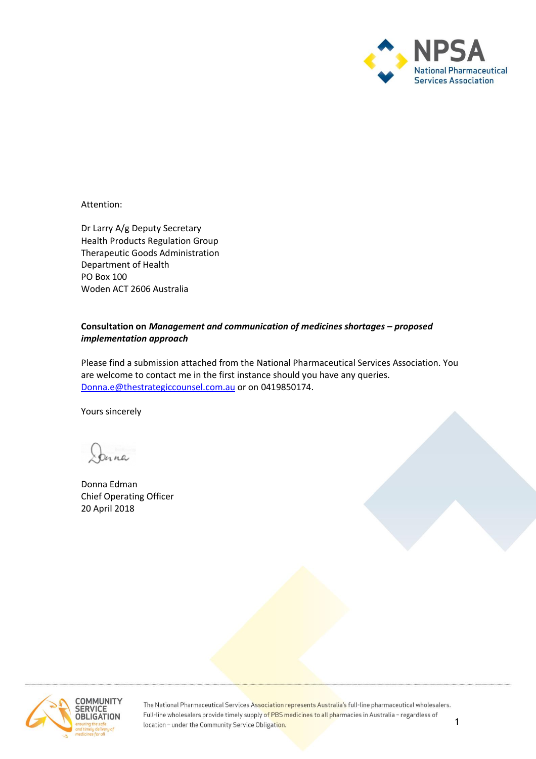Attention:

Dr Larry A/g Deputy Secretary
Health Products Regulation Group
Therapeutic Goods Administration
Department of Health
PO Box 100
Woden ACT 2606 Australia

**Consultation on *Management and communication of medicines shortages – proposed implementation approach***

Please find a submission attached from the National Pharmaceutical Services Association. You are welcome to contact me in the first instance should you have any queries. Donna.e@thestrategiccounsel.com.au or on 0419850174.

Yours sincerely

Donna Edman
Chief Operating Officer
20 April 2018

The National Pharmaceutical Services Association represents Australia's full-line pharmaceutical wholesalers. Full-line wholesalers provide timely supply of PBS medicines to all pharmacies in Australia – regardless of location – under the Community Service Obligation.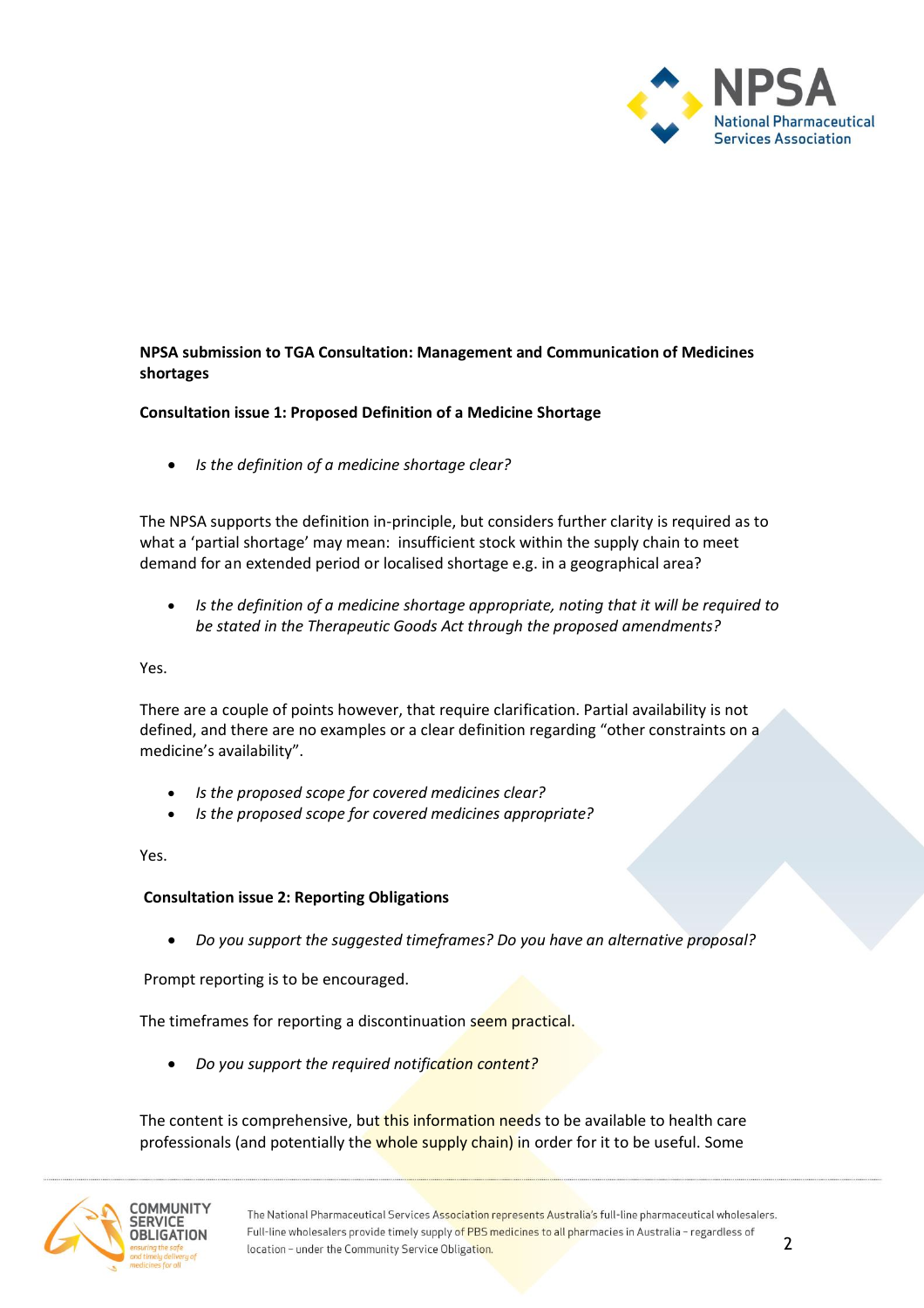**NPSA submission to TGA Consultation: Management and Communication of Medicines shortages**

**Consultation issue 1: Proposed Definition of a Medicine Shortage**

- *Is the definition of a medicine shortage clear?*

The NPSA supports the definition in-principle, but considers further clarity is required as to what a 'partial shortage' may mean: insufficient stock within the supply chain to meet demand for an extended period or localised shortage e.g. in a geographical area?

- *Is the definition of a medicine shortage appropriate, noting that it will be required to be stated in the Therapeutic Goods Act through the proposed amendments?*

Yes.

There are a couple of points however, that require clarification. Partial availability is not defined, and there are no examples or a clear definition regarding "other constraints on a medicine's availability".

- *Is the proposed scope for covered medicines clear?*
- *Is the proposed scope for covered medicines appropriate?*

Yes.

**Consultation issue 2: Reporting Obligations**

- *Do you support the suggested timeframes? Do you have an alternative proposal?*

Prompt reporting is to be encouraged.

The timeframes for reporting a discontinuation seem practical.

- *Do you support the required notification content?*

The content is comprehensive, but this information needs to be available to health care professionals (and potentially the whole supply chain) in order for it to be useful. Some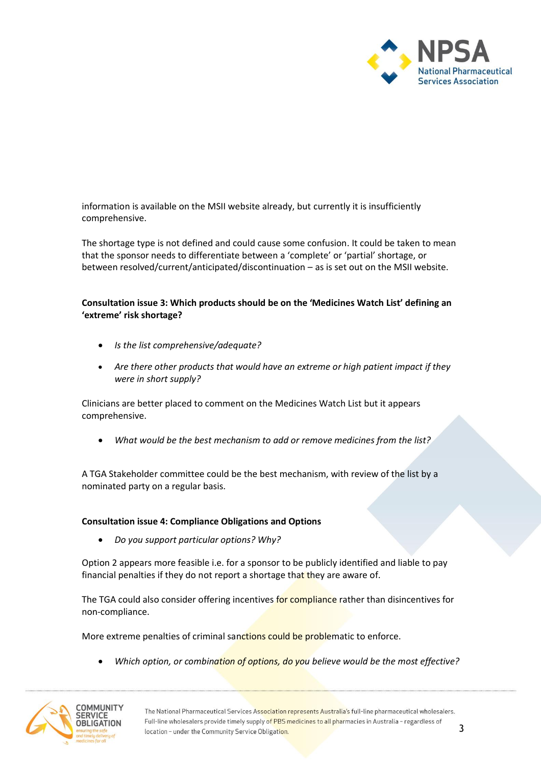information is available on the MSII website already, but currently it is insufficiently comprehensive.

The shortage type is not defined and could cause some confusion. It could be taken to mean that the sponsor needs to differentiate between a 'complete' or 'partial' shortage, or between resolved/current/anticipated/discontinuation – as is set out on the MSII website.

**Consultation issue 3: Which products should be on the 'Medicines Watch List' defining an 'extreme' risk shortage?**

- *Is the list comprehensive/adequate?*
- *Are there other products that would have an extreme or high patient impact if they were in short supply?*

Clinicians are better placed to comment on the Medicines Watch List but it appears comprehensive.

- *What would be the best mechanism to add or remove medicines from the list?*

A TGA Stakeholder committee could be the best mechanism, with review of the list by a nominated party on a regular basis.

**Consultation issue 4: Compliance Obligations and Options**

- *Do you support particular options? Why?*

Option 2 appears more feasible i.e. for a sponsor to be publicly identified and liable to pay financial penalties if they do not report a shortage that they are aware of.

The TGA could also consider offering incentives for compliance rather than disincentives for non-compliance.

More extreme penalties of criminal sanctions could be problematic to enforce.

- *Which option, or combination of options, do you believe would be the most effective?*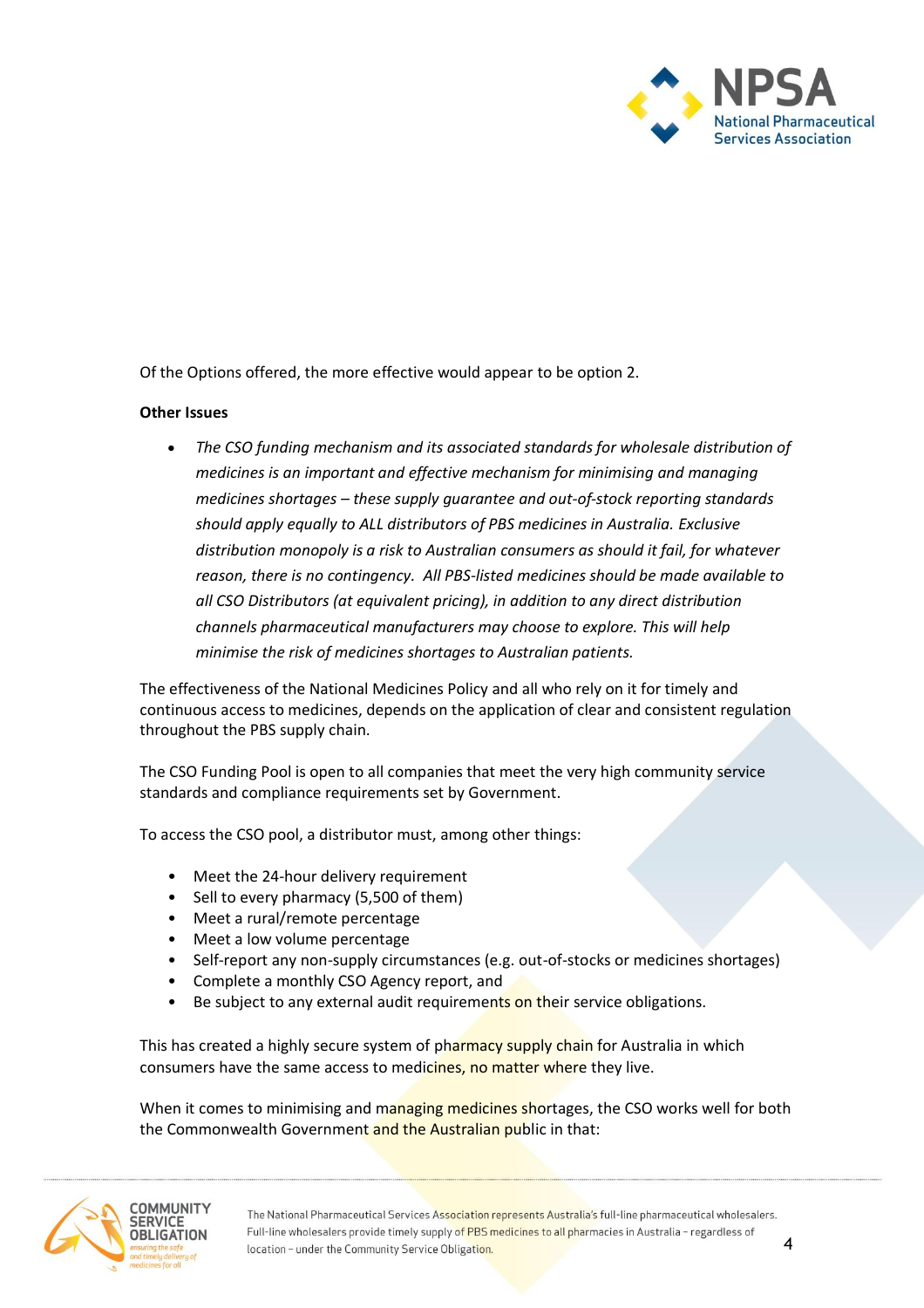Of the Options offered, the more effective would appear to be option 2.

**Other Issues**

- *The CSO funding mechanism and its associated standards for wholesale distribution of medicines is an important and effective mechanism for minimising and managing medicines shortages – these supply guarantee and out-of-stock reporting standards should apply equally to ALL distributors of PBS medicines in Australia. Exclusive distribution monopoly is a risk to Australian consumers as should it fail, for whatever reason, there is no contingency. All PBS-listed medicines should be made available to all CSO Distributors (at equivalent pricing), in addition to any direct distribution channels pharmaceutical manufacturers may choose to explore. This will help minimise the risk of medicines shortages to Australian patients.*

The effectiveness of the National Medicines Policy and all who rely on it for timely and continuous access to medicines, depends on the application of clear and consistent regulation throughout the PBS supply chain.

The CSO Funding Pool is open to all companies that meet the very high community service standards and compliance requirements set by Government.

To access the CSO pool, a distributor must, among other things:

- Meet the 24-hour delivery requirement
- Sell to every pharmacy (5,500 of them)
- Meet a rural/remote percentage
- Meet a low volume percentage
- Self-report any non-supply circumstances (e.g. out-of-stocks or medicines shortages)
- Complete a monthly CSO Agency report, and
- Be subject to any external audit requirements on their service obligations.

This has created a highly secure system of pharmacy supply chain for Australia in which consumers have the same access to medicines, no matter where they live.

When it comes to minimising and managing medicines shortages, the CSO works well for both the Commonwealth Government and the Australian public in that: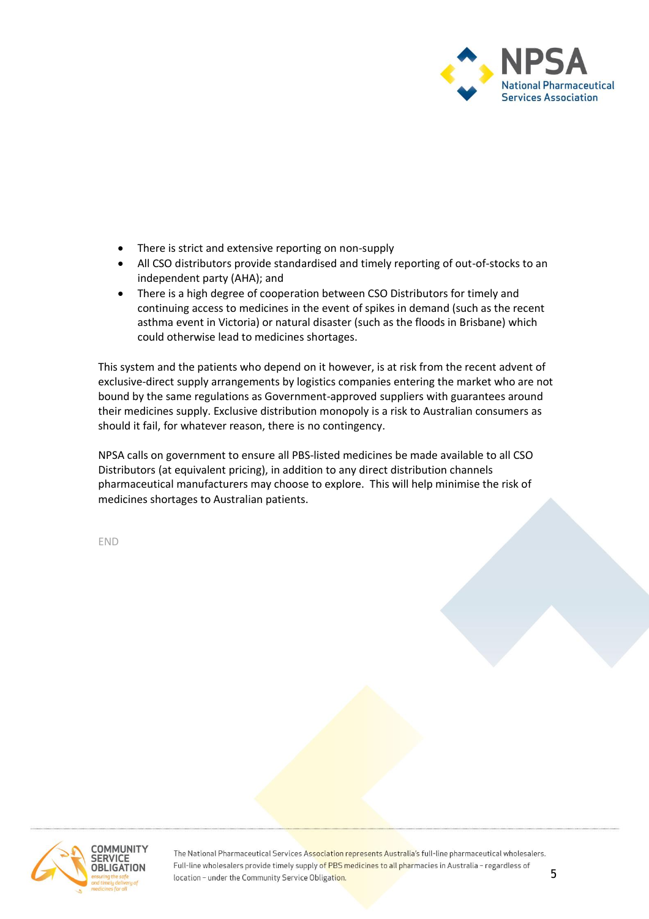- There is strict and extensive reporting on non-supply
- All CSO distributors provide standardised and timely reporting of out-of-stocks to an independent party (AHA); and
- There is a high degree of cooperation between CSO Distributors for timely and continuing access to medicines in the event of spikes in demand (such as the recent asthma event in Victoria) or natural disaster (such as the floods in Brisbane) which could otherwise lead to medicines shortages.

This system and the patients who depend on it however, is at risk from the recent advent of exclusive-direct supply arrangements by logistics companies entering the market who are not bound by the same regulations as Government-approved suppliers with guarantees around their medicines supply. Exclusive distribution monopoly is a risk to Australian consumers as should it fail, for whatever reason, there is no contingency.

NPSA calls on government to ensure all PBS-listed medicines be made available to all CSO Distributors (at equivalent pricing), in addition to any direct distribution channels pharmaceutical manufacturers may choose to explore. This will help minimise the risk of medicines shortages to Australian patients.

END